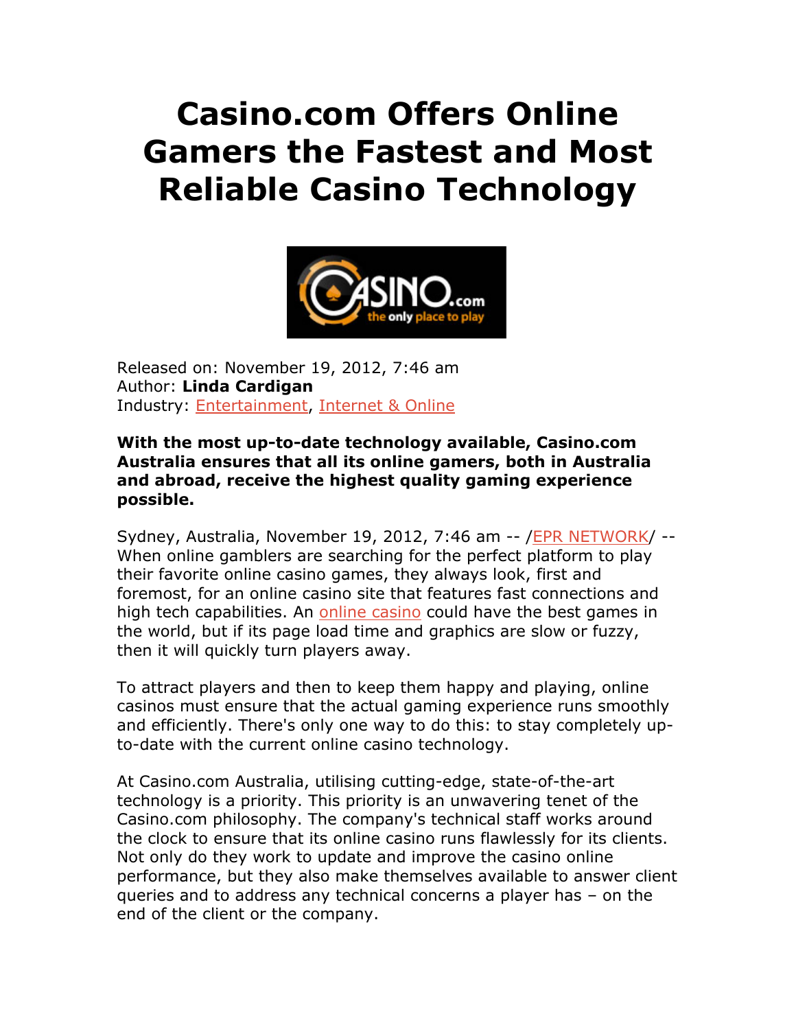# Casino.com Offers Online Gamers the Fastest and Most Reliable Casino Technology

Released on: November 19, 2012, 7:46 am
Author: **Linda Cardigan**
Industry: Entertainment, Internet & Online

**With the most up-to-date technology available, Casino.com Australia ensures that all its online gamers, both in Australia and abroad, receive the highest quality gaming experience possible.**

Sydney, Australia, November 19, 2012, 7:46 am -- /EPR NETWORK/ -- When online gamblers are searching for the perfect platform to play their favorite online casino games, they always look, first and foremost, for an online casino site that features fast connections and high tech capabilities. An online casino could have the best games in the world, but if its page load time and graphics are slow or fuzzy, then it will quickly turn players away.

To attract players and then to keep them happy and playing, online casinos must ensure that the actual gaming experience runs smoothly and efficiently. There's only one way to do this: to stay completely up-to-date with the current online casino technology.

At Casino.com Australia, utilising cutting-edge, state-of-the-art technology is a priority. This priority is an unwavering tenet of the Casino.com philosophy. The company's technical staff works around the clock to ensure that its online casino runs flawlessly for its clients. Not only do they work to update and improve the casino online performance, but they also make themselves available to answer client queries and to address any technical concerns a player has – on the end of the client or the company.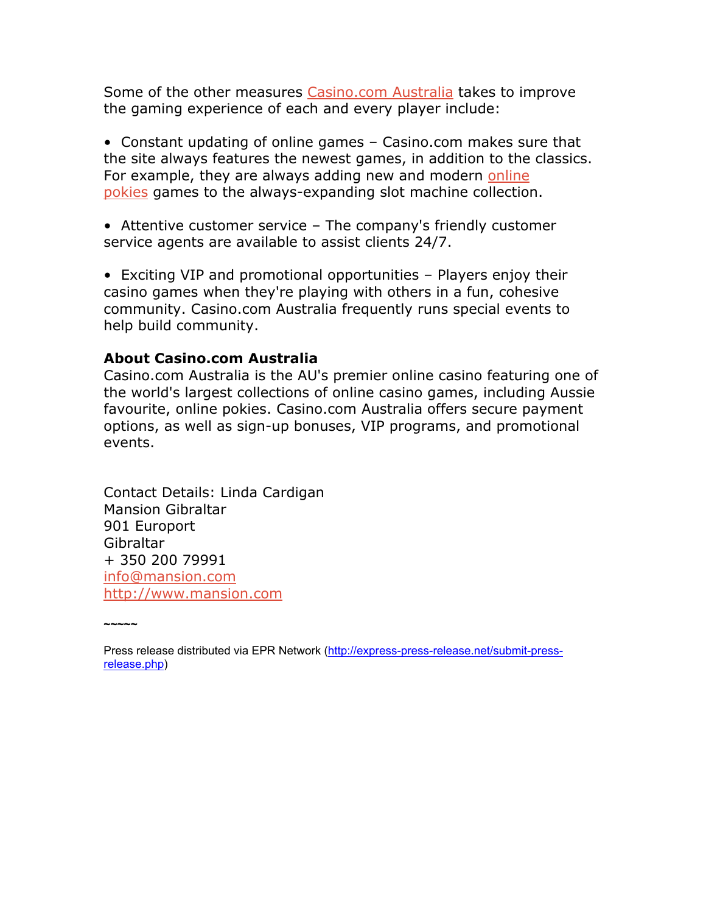Some of the other measures [Casino.com Australia](Casino.com Australia) takes to improve the gaming experience of each and every player include:

- Constant updating of online games – Casino.com makes sure that the site always features the newest games, in addition to the classics. For example, they are always adding new and modern online pokies games to the always-expanding slot machine collection.

- Attentive customer service – The company's friendly customer service agents are available to assist clients 24/7.

- Exciting VIP and promotional opportunities – Players enjoy their casino games when they're playing with others in a fun, cohesive community. Casino.com Australia frequently runs special events to help build community.

**About Casino.com Australia**
Casino.com Australia is the AU's premier online casino featuring one of the world's largest collections of online casino games, including Aussie favourite, online pokies. Casino.com Australia offers secure payment options, as well as sign-up bonuses, VIP programs, and promotional events.

Contact Details: Linda Cardigan
Mansion Gibraltar
901 Europort
Gibraltar
+ 350 200 79991
info@mansion.com
http://www.mansion.com

~~~~~

Press release distributed via EPR Network (http://express-press-release.net/submit-press-release.php)